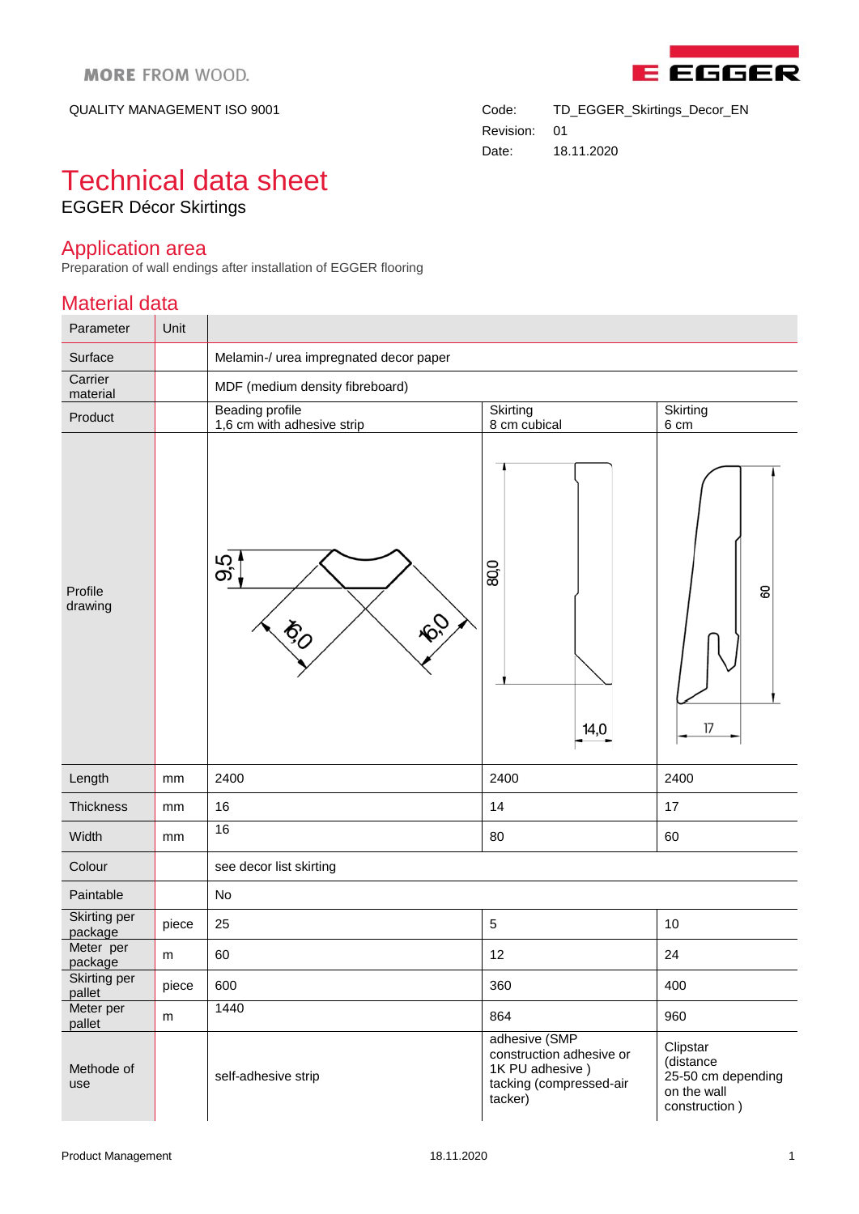MORE FROM WOOD.

QUALITY MANAGEMENT ISO 9001

Code: TD_EGGER_Skirtings_Decor_EN
Revision: 01
Date: 18.11.2020

# Technical data sheet

EGGER Décor Skirtings

## Application area

Preparation of wall endings after installation of EGGER flooring

## Material data

| Parameter | Unit | | | |
|---|---|---|---|---|
| Surface | | Melamin-/ urea impregnated decor paper | | |
| Carrier material | | MDF (medium density fibreboard) | | |
| Product | | Beading profile 1,6 cm with adhesive strip | Skirting 8 cm cubical | Skirting 6 cm |
| Profile drawing | | 9,5; 16,0; 16,0 | 80,0; 14,0 | 60; 17 |
| Length | mm | 2400 | 2400 | 2400 |
| Thickness | mm | 16 | 14 | 17 |
| Width | mm | 16 | 80 | 60 |
| Colour | | see decor list skirting | | |
| Paintable | | No | | |
| Skirting per package | piece | 25 | 5 | 10 |
| Meter per package | m | 60 | 12 | 24 |
| Skirting per pallet | piece | 600 | 360 | 400 |
| Meter per pallet | m | 1440 | 864 | 960 |
| Methode of use | | self-adhesive strip | adhesive (SMP construction adhesive or 1K PU adhesive ) tacking (compressed-air tacker) | Clipstar (distance 25-50 cm depending on the wall construction ) |

Product Management 18.11.2020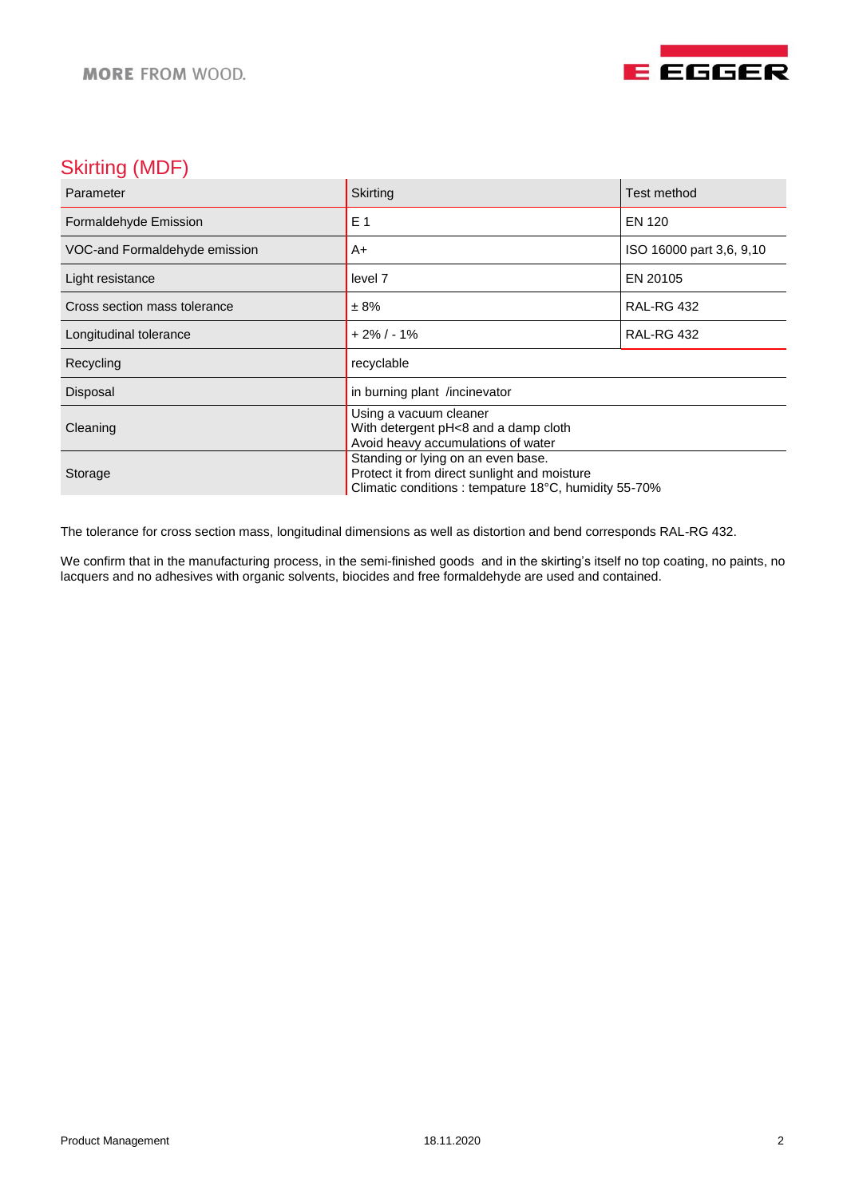## Skirting (MDF)

| Parameter | Skirting | Test method |
|---|---|---|
| Formaldehyde Emission | E 1 | EN 120 |
| VOC-and Formaldehyde emission | A+ | ISO 16000 part 3,6, 9,10 |
| Light resistance | level 7 | EN 20105 |
| Cross section mass tolerance | ± 8% | RAL-RG 432 |
| Longitudinal tolerance | + 2% / - 1% | RAL-RG 432 |
| Recycling | recyclable | |
| Disposal | in burning plant /incinevator | |
| Cleaning | Using a vacuum cleaner<br>With detergent pH<8 and a damp cloth<br>Avoid heavy accumulations of water | |
| Storage | Standing or lying on an even base.<br>Protect it from direct sunlight and moisture<br>Climatic conditions : tempature 18°C, humidity 55-70% | |

The tolerance for cross section mass, longitudinal dimensions as well as distortion and bend corresponds RAL-RG 432.

We confirm that in the manufacturing process, in the semi-finished goods and in the skirting's itself no top coating, no paints, no lacquers and no adhesives with organic solvents, biocides and free formaldehyde are used and contained.